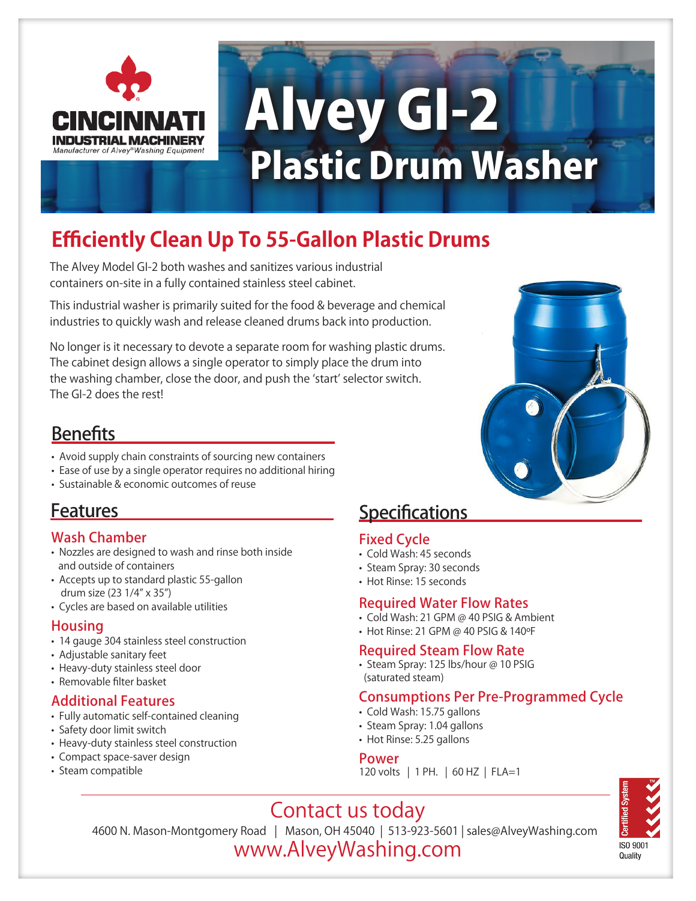CINCINNATI INDUSTRIAL MACHINERY

*Manufacturer of Alvey® Washing Equipment*

# Alvey GI-2
# Plastic Drum Washer

## Efficiently Clean Up To 55-Gallon Plastic Drums

The Alvey Model GI-2 both washes and sanitizes various industrial containers on-site in a fully contained stainless steel cabinet.

This industrial washer is primarily suited for the food & beverage and chemical industries to quickly wash and release cleaned drums back into production.

No longer is it necessary to devote a separate room for washing plastic drums. The cabinet design allows a single operator to simply place the drum into the washing chamber, close the door, and push the 'start' selector switch. The GI-2 does the rest!

## Benefits

- Avoid supply chain constraints of sourcing new containers
- Ease of use by a single operator requires no additional hiring
- Sustainable & economic outcomes of reuse

## Features

### Wash Chamber

- Nozzles are designed to wash and rinse both inside and outside of containers
- Accepts up to standard plastic 55-gallon drum size (23 1/4″ x 35″)
- Cycles are based on available utilities

### Housing

- 14 gauge 304 stainless steel construction
- Adjustable sanitary feet
- Heavy-duty stainless steel door
- Removable filter basket

### Additional Features

- Fully automatic self-contained cleaning
- Safety door limit switch
- Heavy-duty stainless steel construction
- Compact space-saver design
- Steam compatible

## Specifications

### Fixed Cycle

- Cold Wash: 45 seconds
- Steam Spray: 30 seconds
- Hot Rinse: 15 seconds

### Required Water Flow Rates

- Cold Wash: 21 GPM @ 40 PSIG & Ambient
- Hot Rinse: 21 GPM @ 40 PSIG & 140ºF

### Required Steam Flow Rate

- Steam Spray: 125 lbs/hour @ 10 PSIG (saturated steam)

### Consumptions Per Pre-Programmed Cycle

- Cold Wash: 15.75 gallons
- Steam Spray: 1.04 gallons
- Hot Rinse: 5.25 gallons

### Power

120 volts | 1 PH. | 60 HZ | FLA=1

## Contact us today

4600 N. Mason-Montgomery Road | Mason, OH 45040 | 513-923-5601 | sales@AlveyWashing.com

www.AlveyWashing.com

Certified System™ ISO 9001 Quality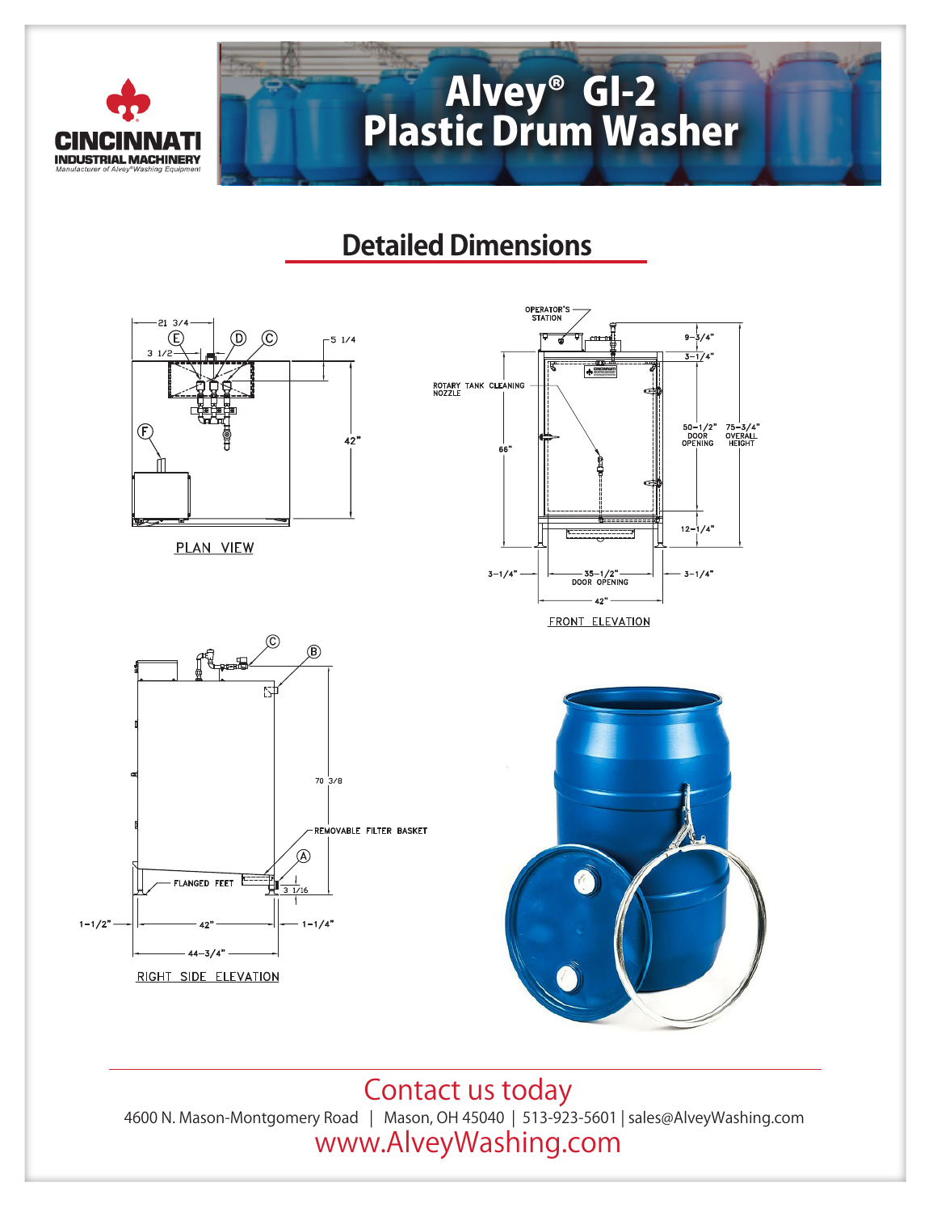CINCINNATI INDUSTRIAL MACHINERY
Manufacturer of Alvey® Washing Equipment

# Alvey® GI-2 Plastic Drum Washer

## Detailed Dimensions

PLAN VIEW

21 3/4
3 1/2
5 1/4
42"
E D C F

FRONT ELEVATION

OPERATOR'S STATION
ROTARY TANK CLEANING NOZZLE
9-3/4"
3-1/4"
66"
50-1/2" DOOR OPENING
75-3/4" OVERALL HEIGHT
12-1/4"
3-1/4"
35-1/2" DOOR OPENING
3-1/4"
42"

RIGHT SIDE ELEVATION

C B
70 3/8
REMOVABLE FILTER BASKET
A
FLANGED FEET
3 1/16
1-1/2"
42"
1-1/4"
44-3/4"

Contact us today

4600 N. Mason-Montgomery Road | Mason, OH 45040 | 513-923-5601 | sales@AlveyWashing.com

www.AlveyWashing.com